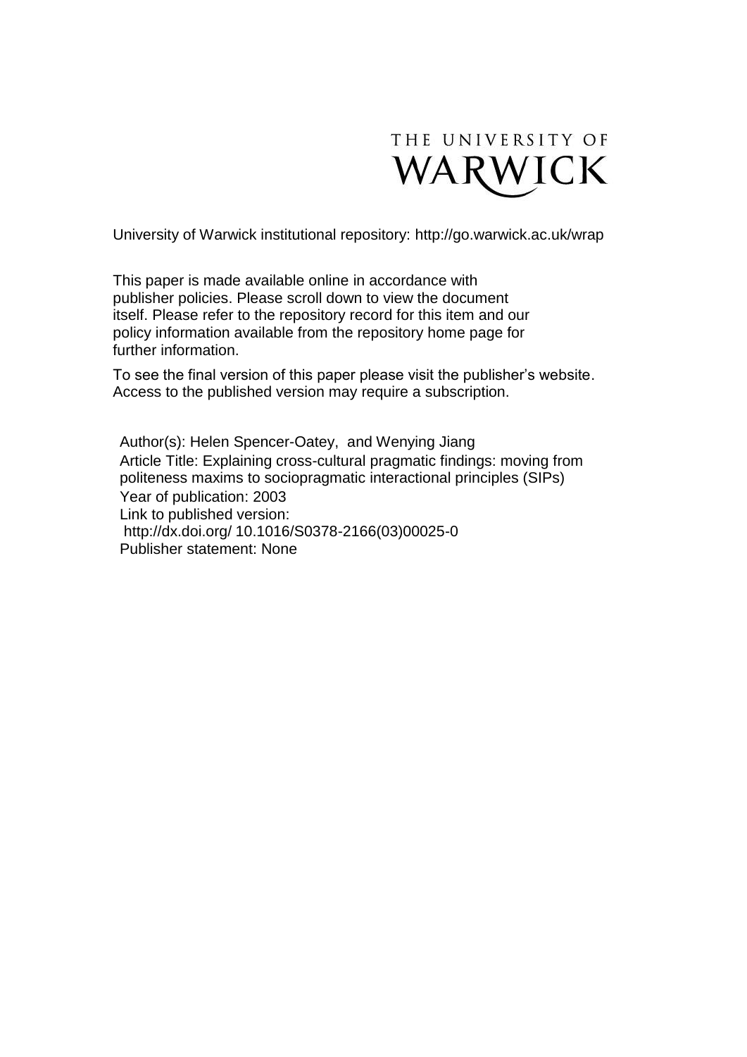THE UNIVERSITY OF WARWICK

University of Warwick institutional repository: http://go.warwick.ac.uk/wrap

This paper is made available online in accordance with publisher policies. Please scroll down to view the document itself. Please refer to the repository record for this item and our policy information available from the repository home page for further information.

To see the final version of this paper please visit the publisher's website. Access to the published version may require a subscription.

Author(s): Helen Spencer-Oatey, and Wenying Jiang
Article Title: Explaining cross-cultural pragmatic findings: moving from politeness maxims to sociopragmatic interactional principles (SIPs)
Year of publication: 2003
Link to published version:
http://dx.doi.org/ 10.1016/S0378-2166(03)00025-0
Publisher statement: None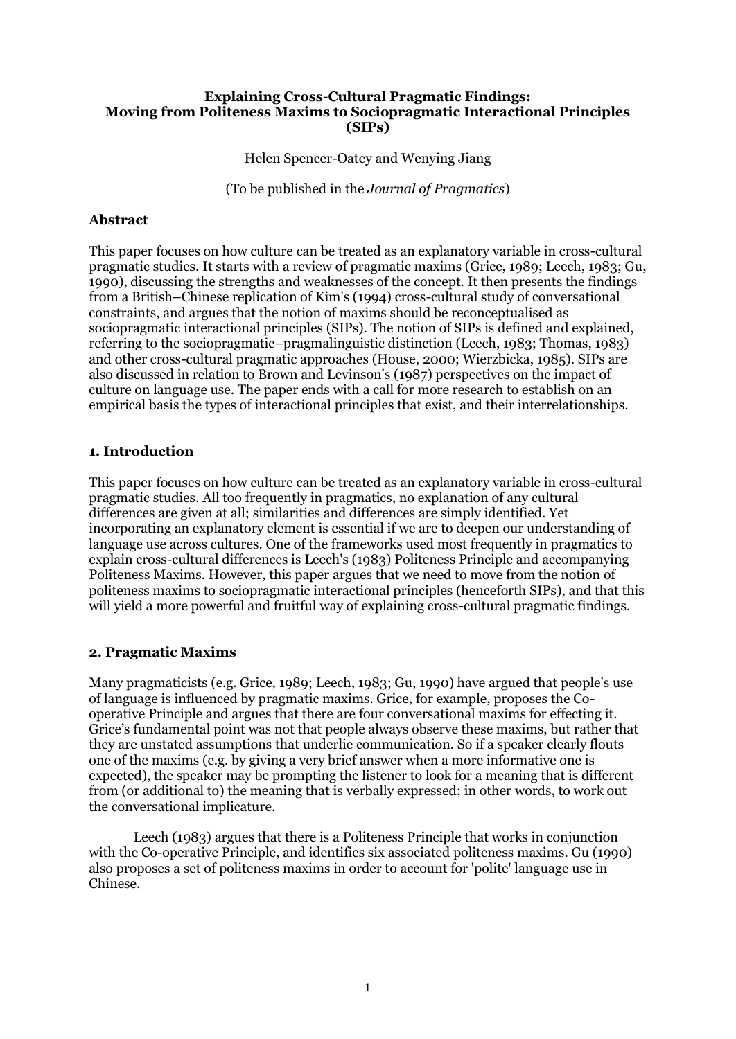**Explaining Cross-Cultural Pragmatic Findings: Moving from Politeness Maxims to Sociopragmatic Interactional Principles (SIPs)**

Helen Spencer-Oatey and Wenying Jiang

(To be published in the *Journal of Pragmatics*)

## Abstract

This paper focuses on how culture can be treated as an explanatory variable in cross-cultural pragmatic studies. It starts with a review of pragmatic maxims (Grice, 1989; Leech, 1983; Gu, 1990), discussing the strengths and weaknesses of the concept. It then presents the findings from a British–Chinese replication of Kim's (1994) cross-cultural study of conversational constraints, and argues that the notion of maxims should be reconceptualised as sociopragmatic interactional principles (SIPs). The notion of SIPs is defined and explained, referring to the sociopragmatic–pragmalinguistic distinction (Leech, 1983; Thomas, 1983) and other cross-cultural pragmatic approaches (House, 2000; Wierzbicka, 1985). SIPs are also discussed in relation to Brown and Levinson's (1987) perspectives on the impact of culture on language use. The paper ends with a call for more research to establish on an empirical basis the types of interactional principles that exist, and their interrelationships.

## 1. Introduction

This paper focuses on how culture can be treated as an explanatory variable in cross-cultural pragmatic studies. All too frequently in pragmatics, no explanation of any cultural differences are given at all; similarities and differences are simply identified. Yet incorporating an explanatory element is essential if we are to deepen our understanding of language use across cultures. One of the frameworks used most frequently in pragmatics to explain cross-cultural differences is Leech's (1983) Politeness Principle and accompanying Politeness Maxims. However, this paper argues that we need to move from the notion of politeness maxims to sociopragmatic interactional principles (henceforth SIPs), and that this will yield a more powerful and fruitful way of explaining cross-cultural pragmatic findings.

## 2. Pragmatic Maxims

Many pragmaticists (e.g. Grice, 1989; Leech, 1983; Gu, 1990) have argued that people's use of language is influenced by pragmatic maxims. Grice, for example, proposes the Co-operative Principle and argues that there are four conversational maxims for effecting it. Grice's fundamental point was not that people always observe these maxims, but rather that they are unstated assumptions that underlie communication. So if a speaker clearly flouts one of the maxims (e.g. by giving a very brief answer when a more informative one is expected), the speaker may be prompting the listener to look for a meaning that is different from (or additional to) the meaning that is verbally expressed; in other words, to work out the conversational implicature.

Leech (1983) argues that there is a Politeness Principle that works in conjunction with the Co-operative Principle, and identifies six associated politeness maxims. Gu (1990) also proposes a set of politeness maxims in order to account for 'polite' language use in Chinese.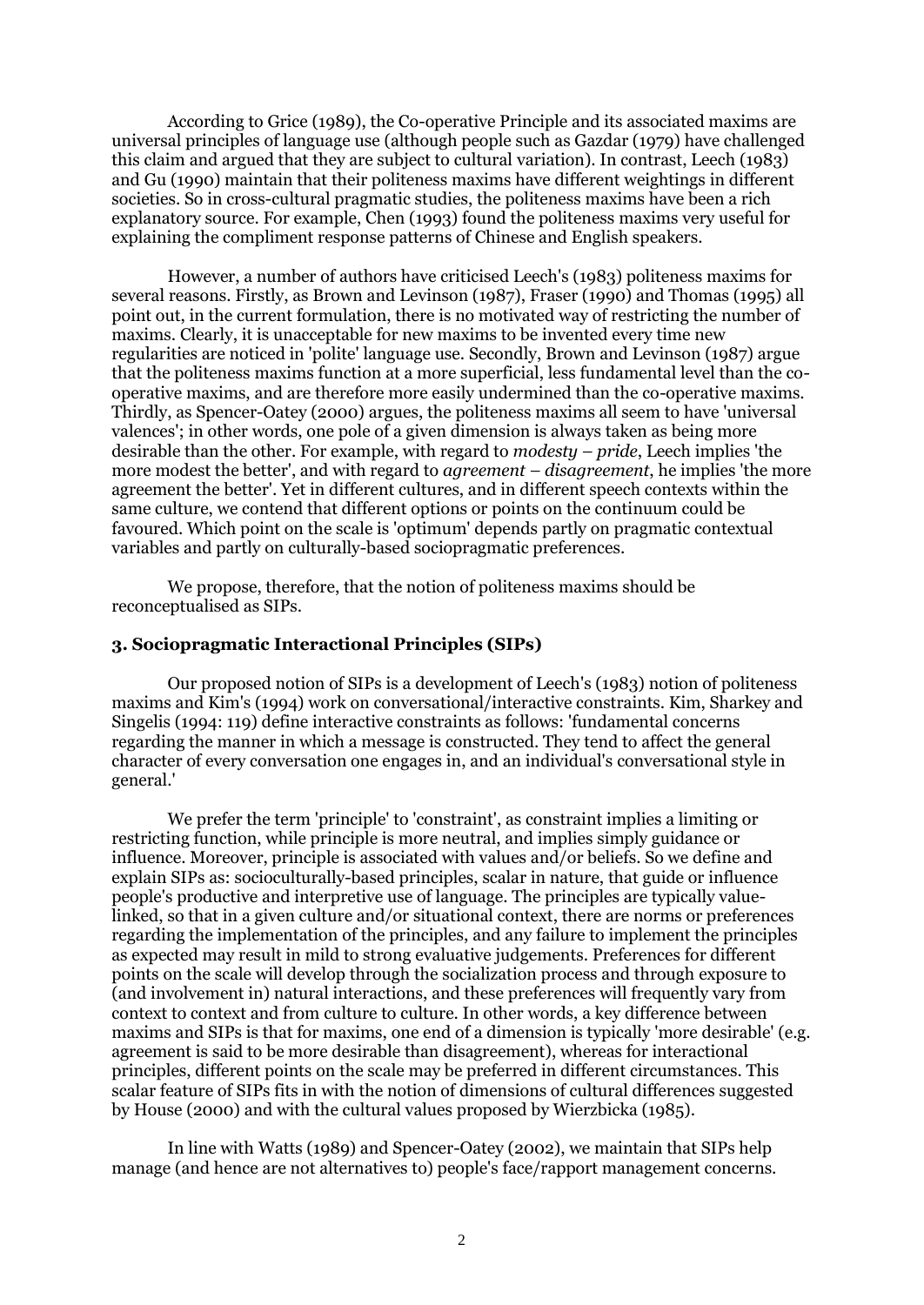According to Grice (1989), the Co-operative Principle and its associated maxims are universal principles of language use (although people such as Gazdar (1979) have challenged this claim and argued that they are subject to cultural variation). In contrast, Leech (1983) and Gu (1990) maintain that their politeness maxims have different weightings in different societies. So in cross-cultural pragmatic studies, the politeness maxims have been a rich explanatory source. For example, Chen (1993) found the politeness maxims very useful for explaining the compliment response patterns of Chinese and English speakers.

However, a number of authors have criticised Leech's (1983) politeness maxims for several reasons. Firstly, as Brown and Levinson (1987), Fraser (1990) and Thomas (1995) all point out, in the current formulation, there is no motivated way of restricting the number of maxims. Clearly, it is unacceptable for new maxims to be invented every time new regularities are noticed in 'polite' language use. Secondly, Brown and Levinson (1987) argue that the politeness maxims function at a more superficial, less fundamental level than the co-operative maxims, and are therefore more easily undermined than the co-operative maxims. Thirdly, as Spencer-Oatey (2000) argues, the politeness maxims all seem to have 'universal valences'; in other words, one pole of a given dimension is always taken as being more desirable than the other. For example, with regard to *modesty – pride*, Leech implies 'the more modest the better', and with regard to *agreement – disagreement*, he implies 'the more agreement the better'. Yet in different cultures, and in different speech contexts within the same culture, we contend that different options or points on the continuum could be favoured. Which point on the scale is 'optimum' depends partly on pragmatic contextual variables and partly on culturally-based sociopragmatic preferences.

We propose, therefore, that the notion of politeness maxims should be reconceptualised as SIPs.

### 3. Sociopragmatic Interactional Principles (SIPs)

Our proposed notion of SIPs is a development of Leech's (1983) notion of politeness maxims and Kim's (1994) work on conversational/interactive constraints. Kim, Sharkey and Singelis (1994: 119) define interactive constraints as follows: 'fundamental concerns regarding the manner in which a message is constructed. They tend to affect the general character of every conversation one engages in, and an individual's conversational style in general.'

We prefer the term 'principle' to 'constraint', as constraint implies a limiting or restricting function, while principle is more neutral, and implies simply guidance or influence. Moreover, principle is associated with values and/or beliefs. So we define and explain SIPs as: socioculturally-based principles, scalar in nature, that guide or influence people's productive and interpretive use of language. The principles are typically value-linked, so that in a given culture and/or situational context, there are norms or preferences regarding the implementation of the principles, and any failure to implement the principles as expected may result in mild to strong evaluative judgements. Preferences for different points on the scale will develop through the socialization process and through exposure to (and involvement in) natural interactions, and these preferences will frequently vary from context to context and from culture to culture. In other words, a key difference between maxims and SIPs is that for maxims, one end of a dimension is typically 'more desirable' (e.g. agreement is said to be more desirable than disagreement), whereas for interactional principles, different points on the scale may be preferred in different circumstances. This scalar feature of SIPs fits in with the notion of dimensions of cultural differences suggested by House (2000) and with the cultural values proposed by Wierzbicka (1985).

In line with Watts (1989) and Spencer-Oatey (2002), we maintain that SIPs help manage (and hence are not alternatives to) people's face/rapport management concerns.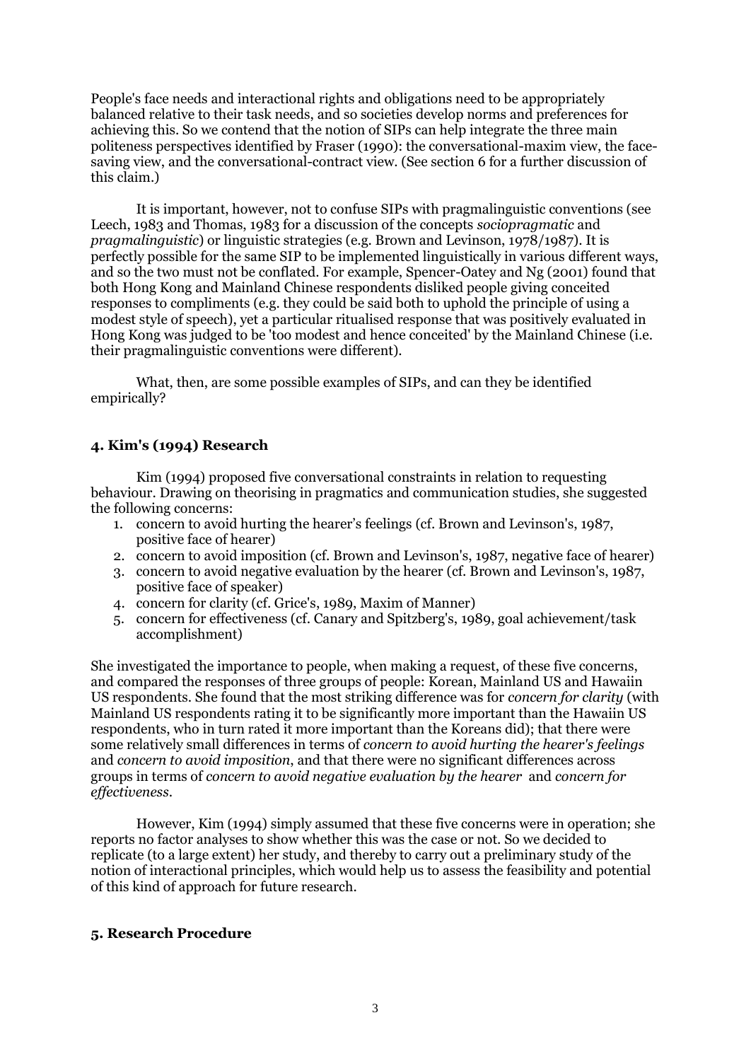People's face needs and interactional rights and obligations need to be appropriately balanced relative to their task needs, and so societies develop norms and preferences for achieving this. So we contend that the notion of SIPs can help integrate the three main politeness perspectives identified by Fraser (1990): the conversational-maxim view, the face-saving view, and the conversational-contract view. (See section 6 for a further discussion of this claim.)

It is important, however, not to confuse SIPs with pragmalinguistic conventions (see Leech, 1983 and Thomas, 1983 for a discussion of the concepts *sociopragmatic* and *pragmalinguistic*) or linguistic strategies (e.g. Brown and Levinson, 1978/1987). It is perfectly possible for the same SIP to be implemented linguistically in various different ways, and so the two must not be conflated. For example, Spencer-Oatey and Ng (2001) found that both Hong Kong and Mainland Chinese respondents disliked people giving conceited responses to compliments (e.g. they could be said both to uphold the principle of using a modest style of speech), yet a particular ritualised response that was positively evaluated in Hong Kong was judged to be 'too modest and hence conceited' by the Mainland Chinese (i.e. their pragmalinguistic conventions were different).

What, then, are some possible examples of SIPs, and can they be identified empirically?

## 4. Kim's (1994) Research

Kim (1994) proposed five conversational constraints in relation to requesting behaviour. Drawing on theorising in pragmatics and communication studies, she suggested the following concerns:

1. concern to avoid hurting the hearer's feelings (cf. Brown and Levinson's, 1987, positive face of hearer)
2. concern to avoid imposition (cf. Brown and Levinson's, 1987, negative face of hearer)
3. concern to avoid negative evaluation by the hearer (cf. Brown and Levinson's, 1987, positive face of speaker)
4. concern for clarity (cf. Grice's, 1989, Maxim of Manner)
5. concern for effectiveness (cf. Canary and Spitzberg's, 1989, goal achievement/task accomplishment)

She investigated the importance to people, when making a request, of these five concerns, and compared the responses of three groups of people: Korean, Mainland US and Hawaiin US respondents. She found that the most striking difference was for *concern for clarity* (with Mainland US respondents rating it to be significantly more important than the Hawaiin US respondents, who in turn rated it more important than the Koreans did); that there were some relatively small differences in terms of *concern to avoid hurting the hearer's feelings* and *concern to avoid imposition*, and that there were no significant differences across groups in terms of *concern to avoid negative evaluation by the hearer* and *concern for effectiveness*.

However, Kim (1994) simply assumed that these five concerns were in operation; she reports no factor analyses to show whether this was the case or not. So we decided to replicate (to a large extent) her study, and thereby to carry out a preliminary study of the notion of interactional principles, which would help us to assess the feasibility and potential of this kind of approach for future research.

## 5. Research Procedure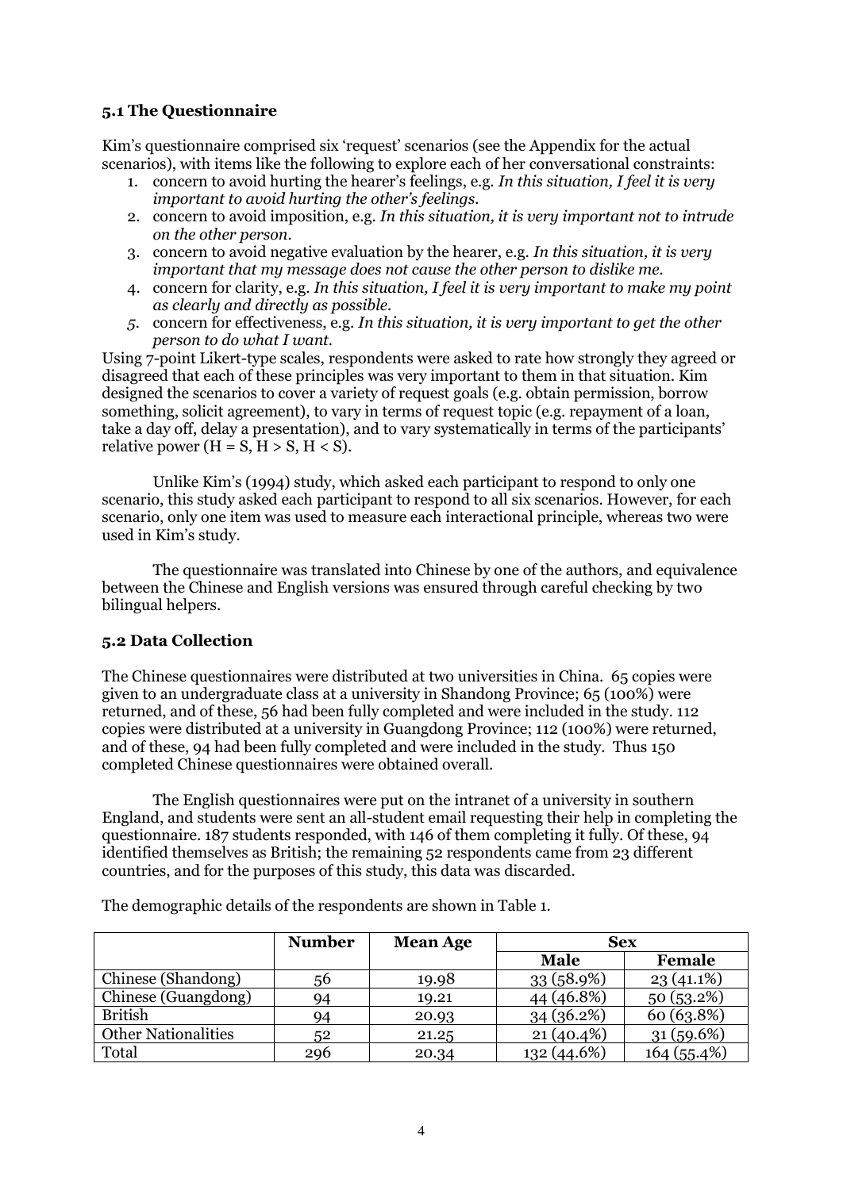### 5.1 The Questionnaire

Kim's questionnaire comprised six 'request' scenarios (see the Appendix for the actual scenarios), with items like the following to explore each of her conversational constraints:

1. concern to avoid hurting the hearer's feelings, e.g. *In this situation, I feel it is very important to avoid hurting the other's feelings.*
2. concern to avoid imposition, e.g. *In this situation, it is very important not to intrude on the other person.*
3. concern to avoid negative evaluation by the hearer, e.g. *In this situation, it is very important that my message does not cause the other person to dislike me.*
4. concern for clarity, e.g. *In this situation, I feel it is very important to make my point as clearly and directly as possible.*
5. concern for effectiveness, e.g. *In this situation, it is very important to get the other person to do what I want.*

Using 7-point Likert-type scales, respondents were asked to rate how strongly they agreed or disagreed that each of these principles was very important to them in that situation. Kim designed the scenarios to cover a variety of request goals (e.g. obtain permission, borrow something, solicit agreement), to vary in terms of request topic (e.g. repayment of a loan, take a day off, delay a presentation), and to vary systematically in terms of the participants' relative power (H = S, H > S, H < S).

Unlike Kim's (1994) study, which asked each participant to respond to only one scenario, this study asked each participant to respond to all six scenarios. However, for each scenario, only one item was used to measure each interactional principle, whereas two were used in Kim's study.

The questionnaire was translated into Chinese by one of the authors, and equivalence between the Chinese and English versions was ensured through careful checking by two bilingual helpers.

### 5.2 Data Collection

The Chinese questionnaires were distributed at two universities in China. 65 copies were given to an undergraduate class at a university in Shandong Province; 65 (100%) were returned, and of these, 56 had been fully completed and were included in the study. 112 copies were distributed at a university in Guangdong Province; 112 (100%) were returned, and of these, 94 had been fully completed and were included in the study. Thus 150 completed Chinese questionnaires were obtained overall.

The English questionnaires were put on the intranet of a university in southern England, and students were sent an all-student email requesting their help in completing the questionnaire. 187 students responded, with 146 of them completing it fully. Of these, 94 identified themselves as British; the remaining 52 respondents came from 23 different countries, and for the purposes of this study, this data was discarded.

The demographic details of the respondents are shown in Table 1.

| | Number | Mean Age | Sex | |
|---|---|---|---|---|
| | | | Male | Female |
| Chinese (Shandong) | 56 | 19.98 | 33 (58.9%) | 23 (41.1%) |
| Chinese (Guangdong) | 94 | 19.21 | 44 (46.8%) | 50 (53.2%) |
| British | 94 | 20.93 | 34 (36.2%) | 60 (63.8%) |
| Other Nationalities | 52 | 21.25 | 21 (40.4%) | 31 (59.6%) |
| Total | 296 | 20.34 | 132 (44.6%) | 164 (55.4%) |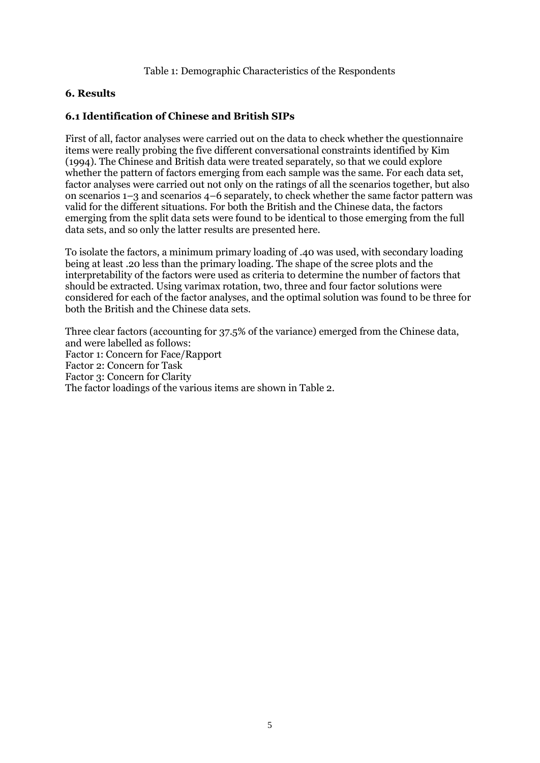Table 1: Demographic Characteristics of the Respondents

## 6. Results

### 6.1 Identification of Chinese and British SIPs

First of all, factor analyses were carried out on the data to check whether the questionnaire items were really probing the five different conversational constraints identified by Kim (1994). The Chinese and British data were treated separately, so that we could explore whether the pattern of factors emerging from each sample was the same. For each data set, factor analyses were carried out not only on the ratings of all the scenarios together, but also on scenarios 1–3 and scenarios 4–6 separately, to check whether the same factor pattern was valid for the different situations. For both the British and the Chinese data, the factors emerging from the split data sets were found to be identical to those emerging from the full data sets, and so only the latter results are presented here.

To isolate the factors, a minimum primary loading of .40 was used, with secondary loading being at least .20 less than the primary loading. The shape of the scree plots and the interpretability of the factors were used as criteria to determine the number of factors that should be extracted. Using varimax rotation, two, three and four factor solutions were considered for each of the factor analyses, and the optimal solution was found to be three for both the British and the Chinese data sets.

Three clear factors (accounting for 37.5% of the variance) emerged from the Chinese data, and were labelled as follows:
Factor 1: Concern for Face/Rapport
Factor 2: Concern for Task
Factor 3: Concern for Clarity
The factor loadings of the various items are shown in Table 2.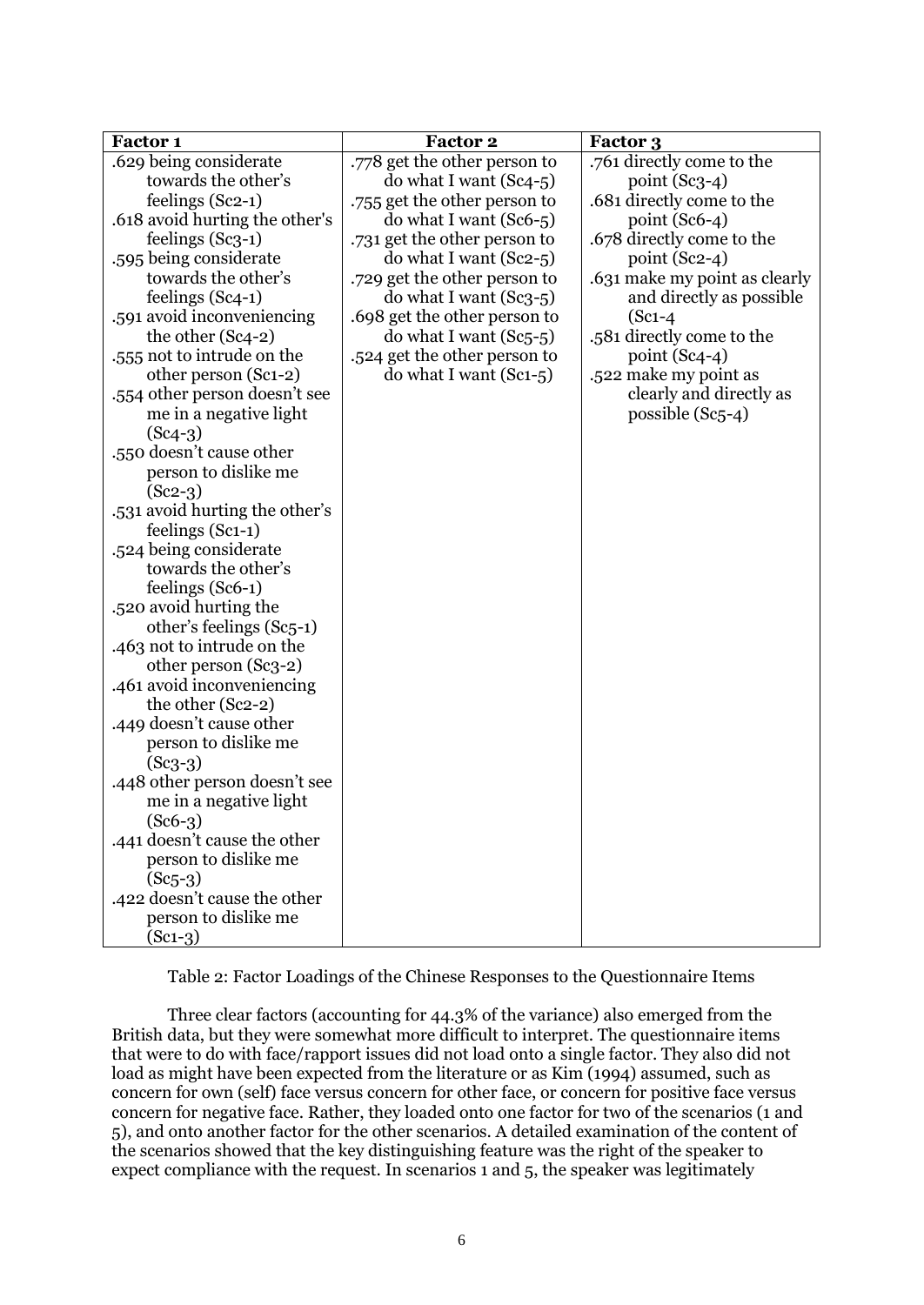| Factor 1 | Factor 2 | Factor 3 |
|---|---|---|
| .629 being considerate towards the other's feelings (Sc2-1) | .778 get the other person to do what I want (Sc4-5) | .761 directly come to the point (Sc3-4) |
| .618 avoid hurting the other's feelings (Sc3-1) | .755 get the other person to do what I want (Sc6-5) | .681 directly come to the point (Sc6-4) |
| .595 being considerate towards the other's feelings (Sc4-1) | .731 get the other person to do what I want (Sc2-5) | .678 directly come to the point (Sc2-4) |
| .591 avoid inconveniencing the other (Sc4-2) | .729 get the other person to do what I want (Sc3-5) | .631 make my point as clearly and directly as possible (Sc1-4 |
| .555 not to intrude on the other person (Sc1-2) | .698 get the other person to do what I want (Sc5-5) | .581 directly come to the point (Sc4-4) |
| .554 other person doesn't see me in a negative light (Sc4-3) | .524 get the other person to do what I want (Sc1-5) | .522 make my point as clearly and directly as possible (Sc5-4) |
| .550 doesn't cause other person to dislike me (Sc2-3) | | |
| .531 avoid hurting the other's feelings (Sc1-1) | | |
| .524 being considerate towards the other's feelings (Sc6-1) | | |
| .520 avoid hurting the other's feelings (Sc5-1) | | |
| .463 not to intrude on the other person (Sc3-2) | | |
| .461 avoid inconveniencing the other (Sc2-2) | | |
| .449 doesn't cause other person to dislike me (Sc3-3) | | |
| .448 other person doesn't see me in a negative light (Sc6-3) | | |
| .441 doesn't cause the other person to dislike me (Sc5-3) | | |
| .422 doesn't cause the other person to dislike me (Sc1-3) | | |

Table 2: Factor Loadings of the Chinese Responses to the Questionnaire Items

Three clear factors (accounting for 44.3% of the variance) also emerged from the British data, but they were somewhat more difficult to interpret. The questionnaire items that were to do with face/rapport issues did not load onto a single factor. They also did not load as might have been expected from the literature or as Kim (1994) assumed, such as concern for own (self) face versus concern for other face, or concern for positive face versus concern for negative face. Rather, they loaded onto one factor for two of the scenarios (1 and 5), and onto another factor for the other scenarios. A detailed examination of the content of the scenarios showed that the key distinguishing feature was the right of the speaker to expect compliance with the request. In scenarios 1 and 5, the speaker was legitimately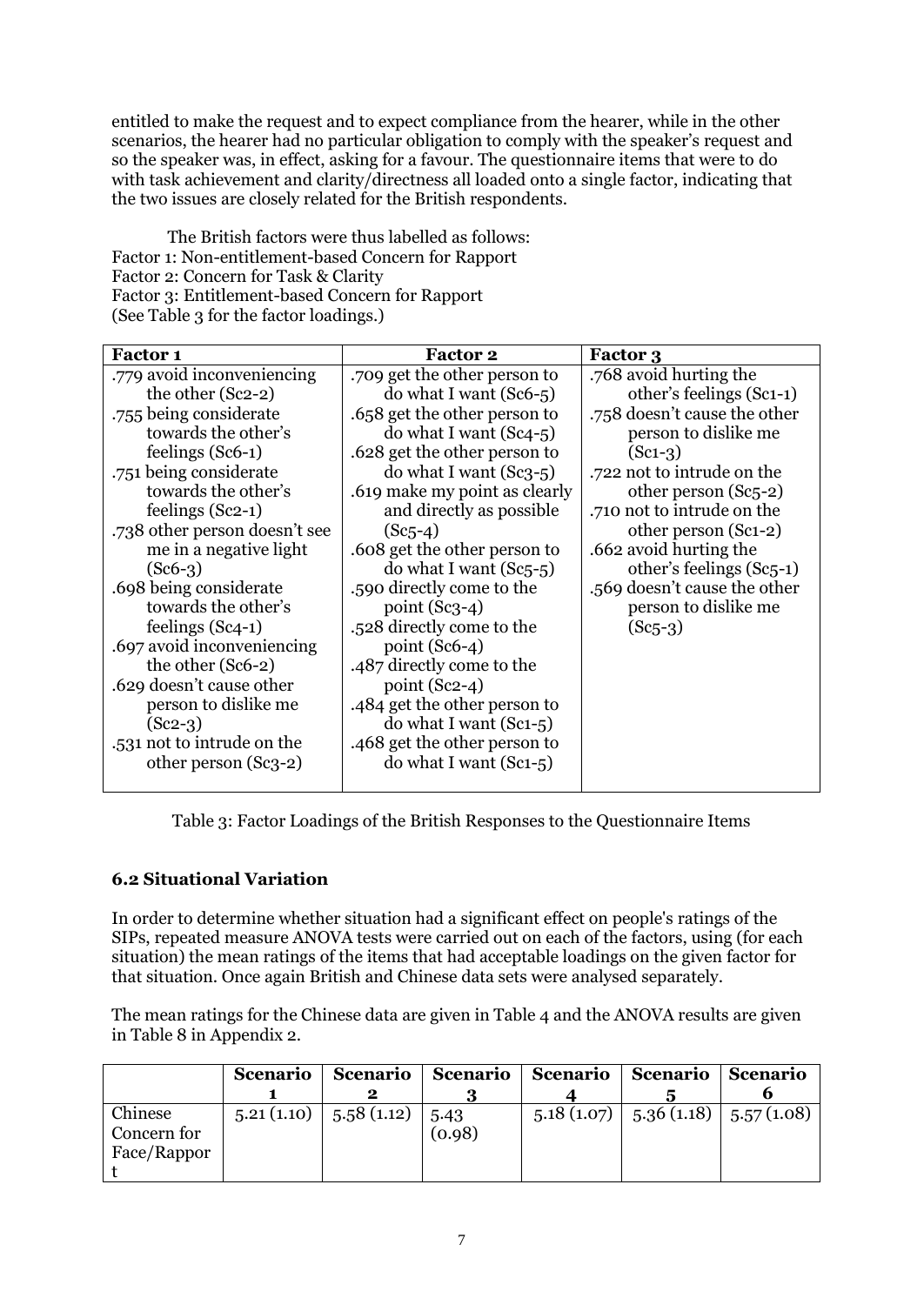entitled to make the request and to expect compliance from the hearer, while in the other scenarios, the hearer had no particular obligation to comply with the speaker's request and so the speaker was, in effect, asking for a favour. The questionnaire items that were to do with task achievement and clarity/directness all loaded onto a single factor, indicating that the two issues are closely related for the British respondents.

The British factors were thus labelled as follows:
Factor 1: Non-entitlement-based Concern for Rapport
Factor 2: Concern for Task & Clarity
Factor 3: Entitlement-based Concern for Rapport
(See Table 3 for the factor loadings.)

| Factor 1 | Factor 2 | Factor 3 |
| --- | --- | --- |
| .779 avoid inconveniencing the other (Sc2-2) | .709 get the other person to do what I want (Sc6-5) | .768 avoid hurting the other's feelings (Sc1-1) |
| .755 being considerate towards the other's feelings (Sc6-1) | .658 get the other person to do what I want (Sc4-5) | .758 doesn't cause the other person to dislike me (Sc1-3) |
| .751 being considerate towards the other's feelings (Sc2-1) | .628 get the other person to do what I want (Sc3-5) | .722 not to intrude on the other person (Sc5-2) |
| .738 other person doesn't see me in a negative light (Sc6-3) | .619 make my point as clearly and directly as possible (Sc5-4) | .710 not to intrude on the other person (Sc1-2) |
| .698 being considerate towards the other's feelings (Sc4-1) | .608 get the other person to do what I want (Sc5-5) | .662 avoid hurting the other's feelings (Sc5-1) |
| .697 avoid inconveniencing the other (Sc6-2) | .590 directly come to the point (Sc3-4) | .569 doesn't cause the other person to dislike me (Sc5-3) |
| .629 doesn't cause other person to dislike me (Sc2-3) | .528 directly come to the point (Sc6-4) | |
| .531 not to intrude on the other person (Sc3-2) | .487 directly come to the point (Sc2-4) | |
| | .484 get the other person to do what I want (Sc1-5) | |
| | .468 get the other person to do what I want (Sc1-5) | |

Table 3: Factor Loadings of the British Responses to the Questionnaire Items

### 6.2 Situational Variation

In order to determine whether situation had a significant effect on people's ratings of the SIPs, repeated measure ANOVA tests were carried out on each of the factors, using (for each situation) the mean ratings of the items that had acceptable loadings on the given factor for that situation. Once again British and Chinese data sets were analysed separately.

The mean ratings for the Chinese data are given in Table 4 and the ANOVA results are given in Table 8 in Appendix 2.

| | Scenario 1 | Scenario 2 | Scenario 3 | Scenario 4 | Scenario 5 | Scenario 6 |
| --- | --- | --- | --- | --- | --- | --- |
| Chinese Concern for Face/Rapport | 5.21 (1.10) | 5.58 (1.12) | 5.43 (0.98) | 5.18 (1.07) | 5.36 (1.18) | 5.57 (1.08) |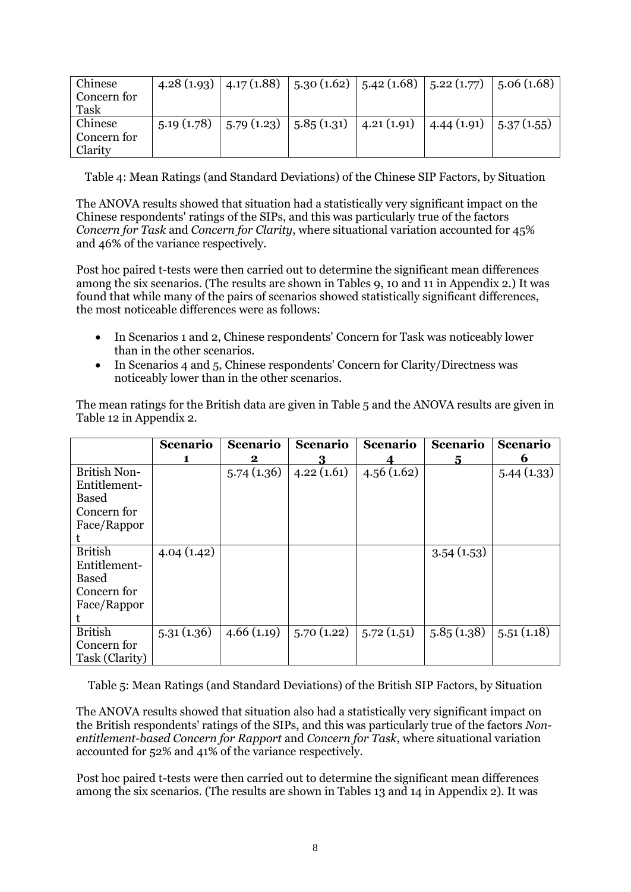| | | | | | | |
|---|---|---|---|---|---|---|
| Chinese Concern for Task | 4.28 (1.93) | 4.17 (1.88) | 5.30 (1.62) | 5.42 (1.68) | 5.22 (1.77) | 5.06 (1.68) |
| Chinese Concern for Clarity | 5.19 (1.78) | 5.79 (1.23) | 5.85 (1.31) | 4.21 (1.91) | 4.44 (1.91) | 5.37 (1.55) |

Table 4: Mean Ratings (and Standard Deviations) of the Chinese SIP Factors, by Situation

The ANOVA results showed that situation had a statistically very significant impact on the Chinese respondents' ratings of the SIPs, and this was particularly true of the factors *Concern for Task* and *Concern for Clarity*, where situational variation accounted for 45% and 46% of the variance respectively.

Post hoc paired t-tests were then carried out to determine the significant mean differences among the six scenarios. (The results are shown in Tables 9, 10 and 11 in Appendix 2.) It was found that while many of the pairs of scenarios showed statistically significant differences, the most noticeable differences were as follows:

- In Scenarios 1 and 2, Chinese respondents' Concern for Task was noticeably lower than in the other scenarios.
- In Scenarios 4 and 5, Chinese respondents' Concern for Clarity/Directness was noticeably lower than in the other scenarios.

The mean ratings for the British data are given in Table 5 and the ANOVA results are given in Table 12 in Appendix 2.

| | **Scenario 1** | **Scenario 2** | **Scenario 3** | **Scenario 4** | **Scenario 5** | **Scenario 6** |
|---|---|---|---|---|---|---|
| British Non-Entitlement-Based Concern for Face/Rapport | | 5.74 (1.36) | 4.22 (1.61) | 4.56 (1.62) | | 5.44 (1.33) |
| British Entitlement-Based Concern for Face/Rapport | 4.04 (1.42) | | | | 3.54 (1.53) | |
| British Concern for Task (Clarity) | 5.31 (1.36) | 4.66 (1.19) | 5.70 (1.22) | 5.72 (1.51) | 5.85 (1.38) | 5.51 (1.18) |

Table 5: Mean Ratings (and Standard Deviations) of the British SIP Factors, by Situation

The ANOVA results showed that situation also had a statistically very significant impact on the British respondents' ratings of the SIPs, and this was particularly true of the factors *Non-entitlement-based Concern for Rapport* and *Concern for Task*, where situational variation accounted for 52% and 41% of the variance respectively.

Post hoc paired t-tests were then carried out to determine the significant mean differences among the six scenarios. (The results are shown in Tables 13 and 14 in Appendix 2). It was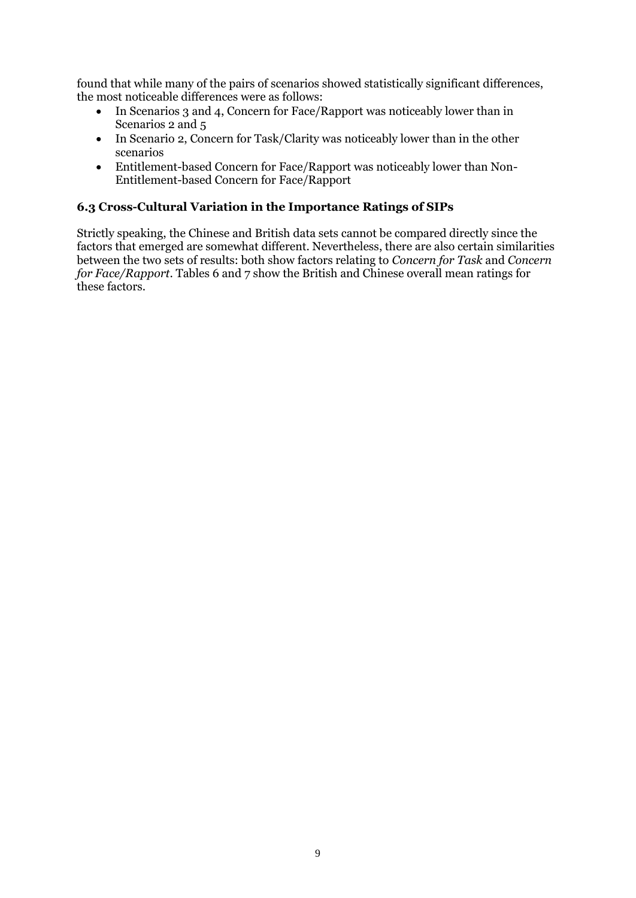found that while many of the pairs of scenarios showed statistically significant differences, the most noticeable differences were as follows:

- In Scenarios 3 and 4, Concern for Face/Rapport was noticeably lower than in Scenarios 2 and 5
- In Scenario 2, Concern for Task/Clarity was noticeably lower than in the other scenarios
- Entitlement-based Concern for Face/Rapport was noticeably lower than Non-Entitlement-based Concern for Face/Rapport

### 6.3 Cross-Cultural Variation in the Importance Ratings of SIPs

Strictly speaking, the Chinese and British data sets cannot be compared directly since the factors that emerged are somewhat different. Nevertheless, there are also certain similarities between the two sets of results: both show factors relating to *Concern for Task* and *Concern for Face/Rapport*. Tables 6 and 7 show the British and Chinese overall mean ratings for these factors.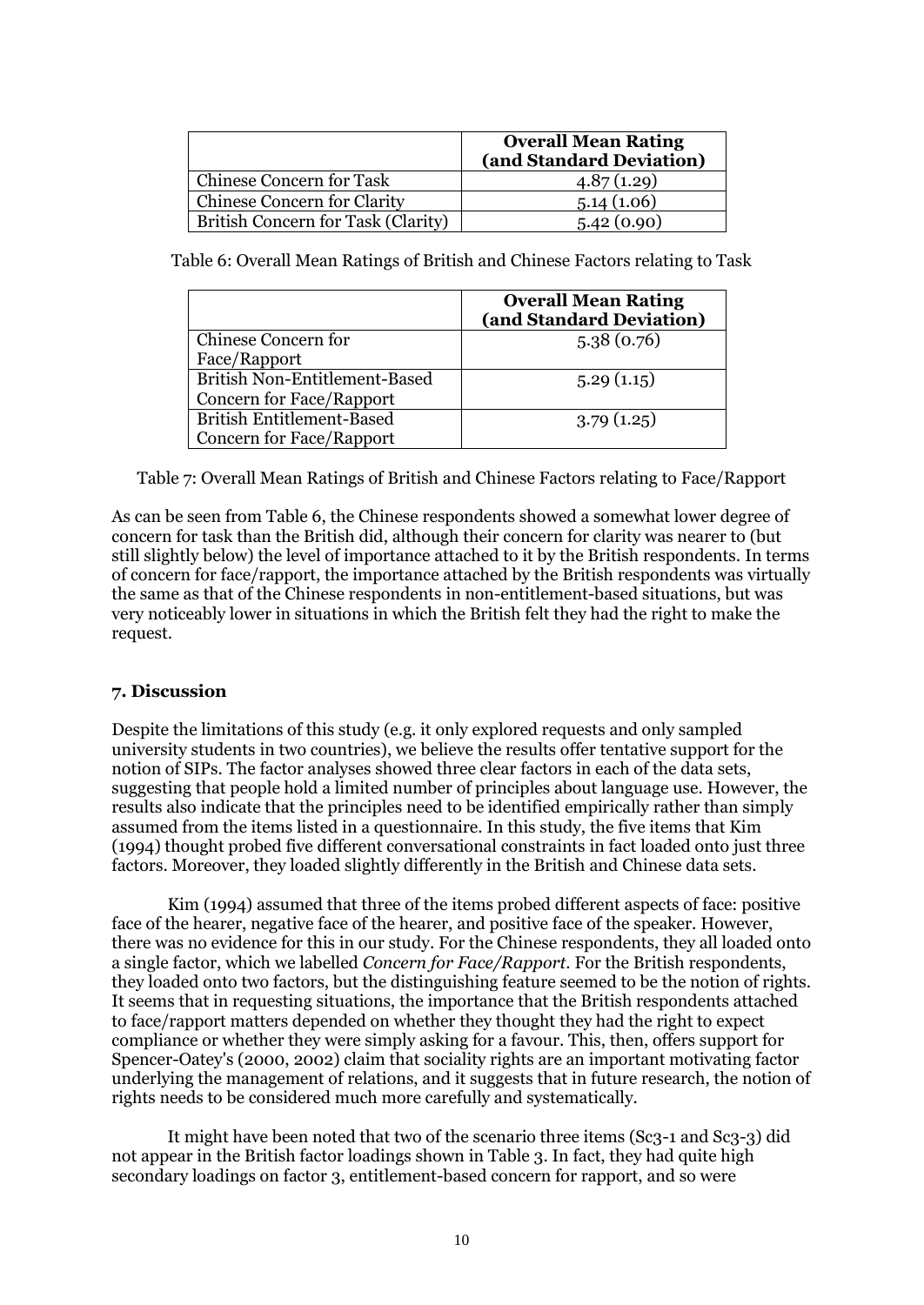| | **Overall Mean Rating (and Standard Deviation)** |
|---|---|
| Chinese Concern for Task | 4.87 (1.29) |
| Chinese Concern for Clarity | 5.14 (1.06) |
| British Concern for Task (Clarity) | 5.42 (0.90) |

Table 6: Overall Mean Ratings of British and Chinese Factors relating to Task

| | **Overall Mean Rating (and Standard Deviation)** |
|---|---|
| Chinese Concern for Face/Rapport | 5.38 (0.76) |
| British Non-Entitlement-Based Concern for Face/Rapport | 5.29 (1.15) |
| British Entitlement-Based Concern for Face/Rapport | 3.79 (1.25) |

Table 7: Overall Mean Ratings of British and Chinese Factors relating to Face/Rapport

As can be seen from Table 6, the Chinese respondents showed a somewhat lower degree of concern for task than the British did, although their concern for clarity was nearer to (but still slightly below) the level of importance attached to it by the British respondents. In terms of concern for face/rapport, the importance attached by the British respondents was virtually the same as that of the Chinese respondents in non-entitlement-based situations, but was very noticeably lower in situations in which the British felt they had the right to make the request.

## 7. Discussion

Despite the limitations of this study (e.g. it only explored requests and only sampled university students in two countries), we believe the results offer tentative support for the notion of SIPs. The factor analyses showed three clear factors in each of the data sets, suggesting that people hold a limited number of principles about language use. However, the results also indicate that the principles need to be identified empirically rather than simply assumed from the items listed in a questionnaire. In this study, the five items that Kim (1994) thought probed five different conversational constraints in fact loaded onto just three factors. Moreover, they loaded slightly differently in the British and Chinese data sets.

Kim (1994) assumed that three of the items probed different aspects of face: positive face of the hearer, negative face of the hearer, and positive face of the speaker. However, there was no evidence for this in our study. For the Chinese respondents, they all loaded onto a single factor, which we labelled *Concern for Face/Rapport*. For the British respondents, they loaded onto two factors, but the distinguishing feature seemed to be the notion of rights. It seems that in requesting situations, the importance that the British respondents attached to face/rapport matters depended on whether they thought they had the right to expect compliance or whether they were simply asking for a favour. This, then, offers support for Spencer-Oatey's (2000, 2002) claim that sociality rights are an important motivating factor underlying the management of relations, and it suggests that in future research, the notion of rights needs to be considered much more carefully and systematically.

It might have been noted that two of the scenario three items (Sc3-1 and Sc3-3) did not appear in the British factor loadings shown in Table 3. In fact, they had quite high secondary loadings on factor 3, entitlement-based concern for rapport, and so were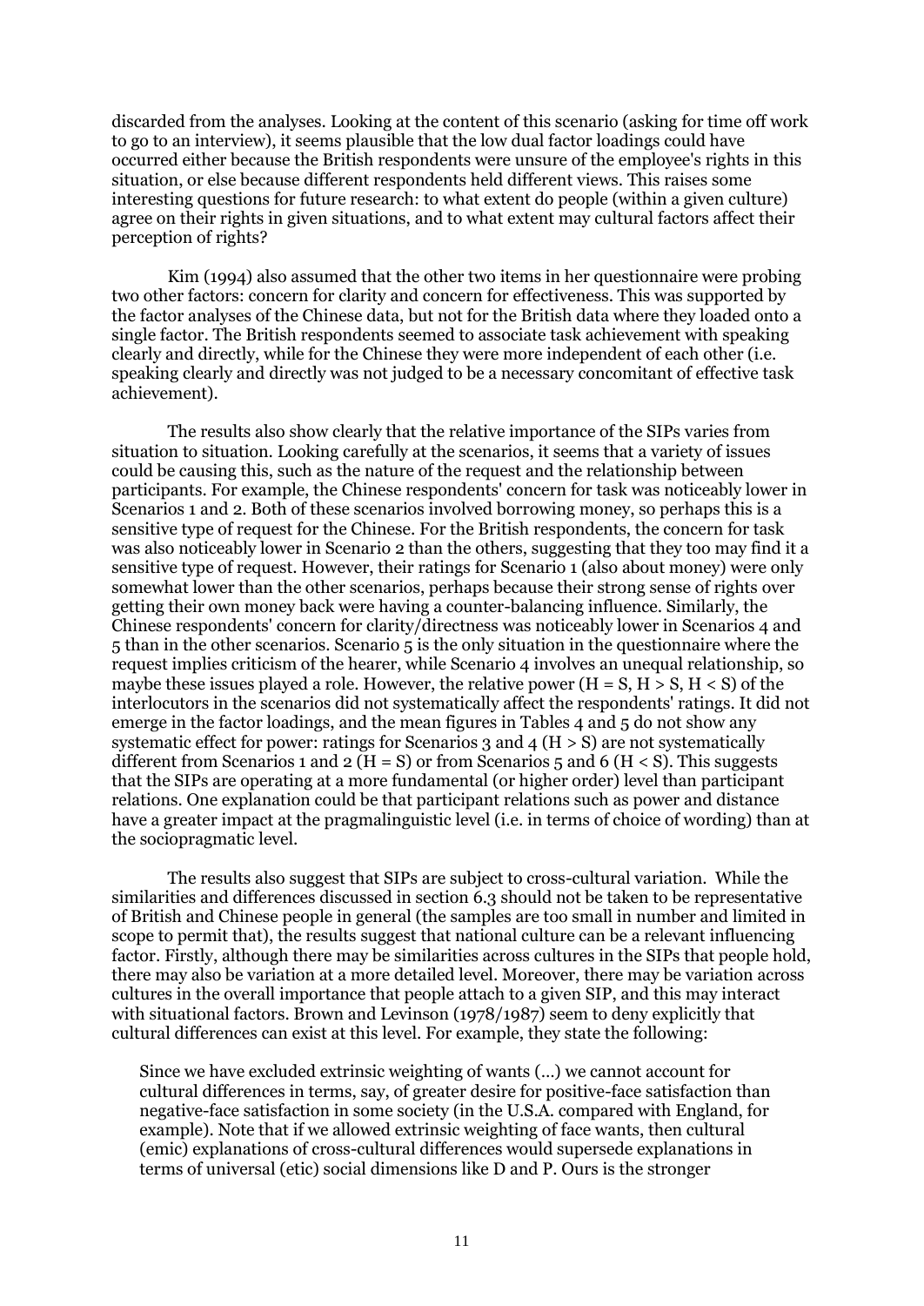discarded from the analyses. Looking at the content of this scenario (asking for time off work to go to an interview), it seems plausible that the low dual factor loadings could have occurred either because the British respondents were unsure of the employee's rights in this situation, or else because different respondents held different views. This raises some interesting questions for future research: to what extent do people (within a given culture) agree on their rights in given situations, and to what extent may cultural factors affect their perception of rights?

Kim (1994) also assumed that the other two items in her questionnaire were probing two other factors: concern for clarity and concern for effectiveness. This was supported by the factor analyses of the Chinese data, but not for the British data where they loaded onto a single factor. The British respondents seemed to associate task achievement with speaking clearly and directly, while for the Chinese they were more independent of each other (i.e. speaking clearly and directly was not judged to be a necessary concomitant of effective task achievement).

The results also show clearly that the relative importance of the SIPs varies from situation to situation. Looking carefully at the scenarios, it seems that a variety of issues could be causing this, such as the nature of the request and the relationship between participants. For example, the Chinese respondents' concern for task was noticeably lower in Scenarios 1 and 2. Both of these scenarios involved borrowing money, so perhaps this is a sensitive type of request for the Chinese. For the British respondents, the concern for task was also noticeably lower in Scenario 2 than the others, suggesting that they too may find it a sensitive type of request. However, their ratings for Scenario 1 (also about money) were only somewhat lower than the other scenarios, perhaps because their strong sense of rights over getting their own money back were having a counter-balancing influence. Similarly, the Chinese respondents' concern for clarity/directness was noticeably lower in Scenarios 4 and 5 than in the other scenarios. Scenario 5 is the only situation in the questionnaire where the request implies criticism of the hearer, while Scenario 4 involves an unequal relationship, so maybe these issues played a role. However, the relative power ($H = S$, $H > S$, $H < S$) of the interlocutors in the scenarios did not systematically affect the respondents' ratings. It did not emerge in the factor loadings, and the mean figures in Tables 4 and 5 do not show any systematic effect for power: ratings for Scenarios 3 and 4 ($H > S$) are not systematically different from Scenarios 1 and 2 ($H = S$) or from Scenarios 5 and 6 ($H < S$). This suggests that the SIPs are operating at a more fundamental (or higher order) level than participant relations. One explanation could be that participant relations such as power and distance have a greater impact at the pragmalinguistic level (i.e. in terms of choice of wording) than at the sociopragmatic level.

The results also suggest that SIPs are subject to cross-cultural variation. While the similarities and differences discussed in section 6.3 should not be taken to be representative of British and Chinese people in general (the samples are too small in number and limited in scope to permit that), the results suggest that national culture can be a relevant influencing factor. Firstly, although there may be similarities across cultures in the SIPs that people hold, there may also be variation at a more detailed level. Moreover, there may be variation across cultures in the overall importance that people attach to a given SIP, and this may interact with situational factors. Brown and Levinson (1978/1987) seem to deny explicitly that cultural differences can exist at this level. For example, they state the following:

> Since we have excluded extrinsic weighting of wants (...) we cannot account for cultural differences in terms, say, of greater desire for positive-face satisfaction than negative-face satisfaction in some society (in the U.S.A. compared with England, for example). Note that if we allowed extrinsic weighting of face wants, then cultural (emic) explanations of cross-cultural differences would supersede explanations in terms of universal (etic) social dimensions like D and P. Ours is the stronger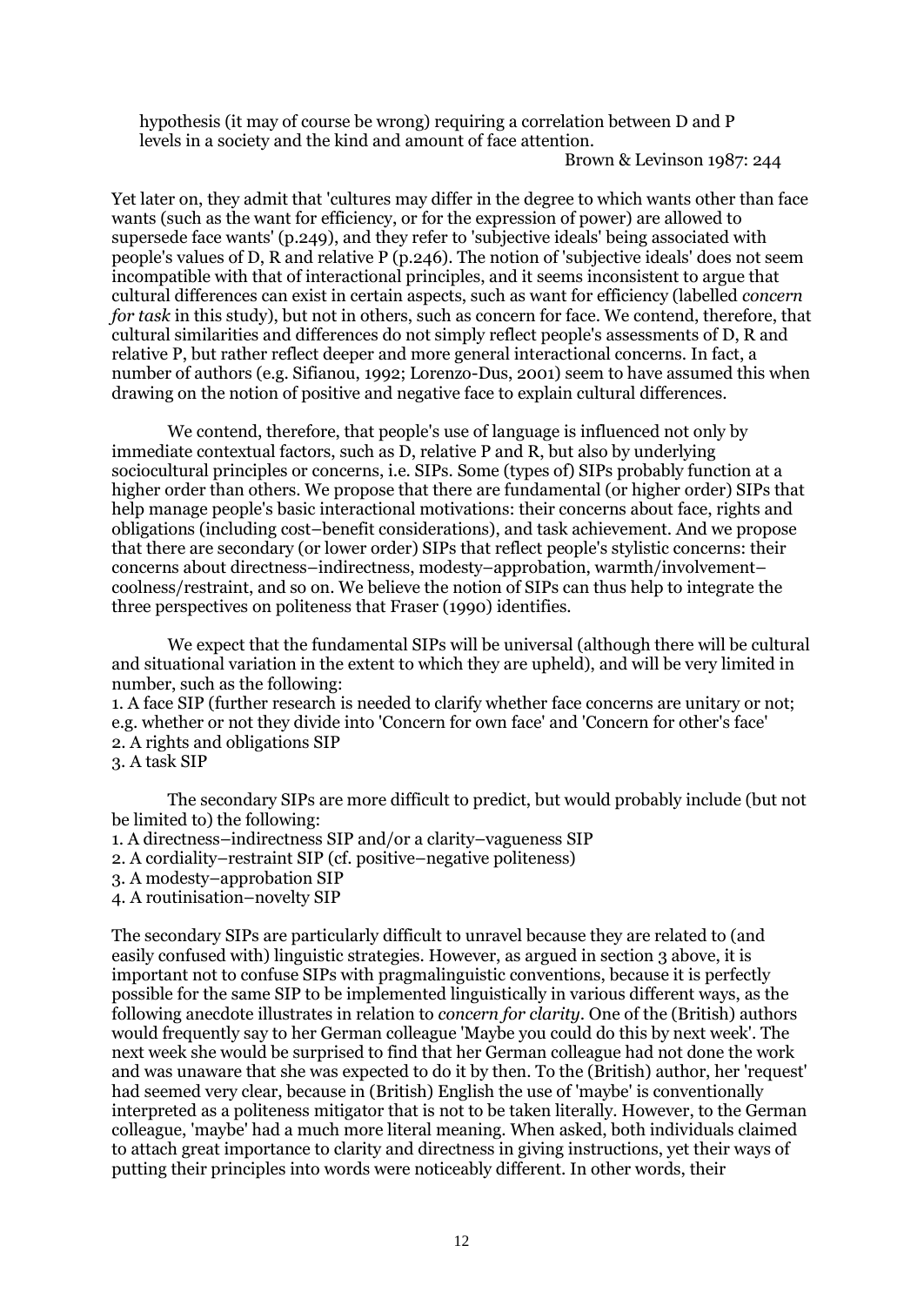> hypothesis (it may of course be wrong) requiring a correlation between D and P levels in a society and the kind and amount of face attention.
>
> Brown & Levinson 1987: 244

Yet later on, they admit that 'cultures may differ in the degree to which wants other than face wants (such as the want for efficiency, or for the expression of power) are allowed to supersede face wants' (p.249), and they refer to 'subjective ideals' being associated with people's values of D, R and relative P (p.246). The notion of 'subjective ideals' does not seem incompatible with that of interactional principles, and it seems inconsistent to argue that cultural differences can exist in certain aspects, such as want for efficiency (labelled *concern for task* in this study), but not in others, such as concern for face. We contend, therefore, that cultural similarities and differences do not simply reflect people's assessments of D, R and relative P, but rather reflect deeper and more general interactional concerns. In fact, a number of authors (e.g. Sifianou, 1992; Lorenzo-Dus, 2001) seem to have assumed this when drawing on the notion of positive and negative face to explain cultural differences.

We contend, therefore, that people's use of language is influenced not only by immediate contextual factors, such as D, relative P and R, but also by underlying sociocultural principles or concerns, i.e. SIPs. Some (types of) SIPs probably function at a higher order than others. We propose that there are fundamental (or higher order) SIPs that help manage people's basic interactional motivations: their concerns about face, rights and obligations (including cost–benefit considerations), and task achievement. And we propose that there are secondary (or lower order) SIPs that reflect people's stylistic concerns: their concerns about directness–indirectness, modesty–approbation, warmth/involvement–coolness/restraint, and so on. We believe the notion of SIPs can thus help to integrate the three perspectives on politeness that Fraser (1990) identifies.

We expect that the fundamental SIPs will be universal (although there will be cultural and situational variation in the extent to which they are upheld), and will be very limited in number, such as the following:

1. A face SIP (further research is needed to clarify whether face concerns are unitary or not; e.g. whether or not they divide into 'Concern for own face' and 'Concern for other's face'
2. A rights and obligations SIP
3. A task SIP

The secondary SIPs are more difficult to predict, but would probably include (but not be limited to) the following:

1. A directness–indirectness SIP and/or a clarity–vagueness SIP
2. A cordiality–restraint SIP (cf. positive–negative politeness)
3. A modesty–approbation SIP
4. A routinisation–novelty SIP

The secondary SIPs are particularly difficult to unravel because they are related to (and easily confused with) linguistic strategies. However, as argued in section 3 above, it is important not to confuse SIPs with pragmalinguistic conventions, because it is perfectly possible for the same SIP to be implemented linguistically in various different ways, as the following anecdote illustrates in relation to *concern for clarity*. One of the (British) authors would frequently say to her German colleague 'Maybe you could do this by next week'. The next week she would be surprised to find that her German colleague had not done the work and was unaware that she was expected to do it by then. To the (British) author, her 'request' had seemed very clear, because in (British) English the use of 'maybe' is conventionally interpreted as a politeness mitigator that is not to be taken literally. However, to the German colleague, 'maybe' had a much more literal meaning. When asked, both individuals claimed to attach great importance to clarity and directness in giving instructions, yet their ways of putting their principles into words were noticeably different. In other words, their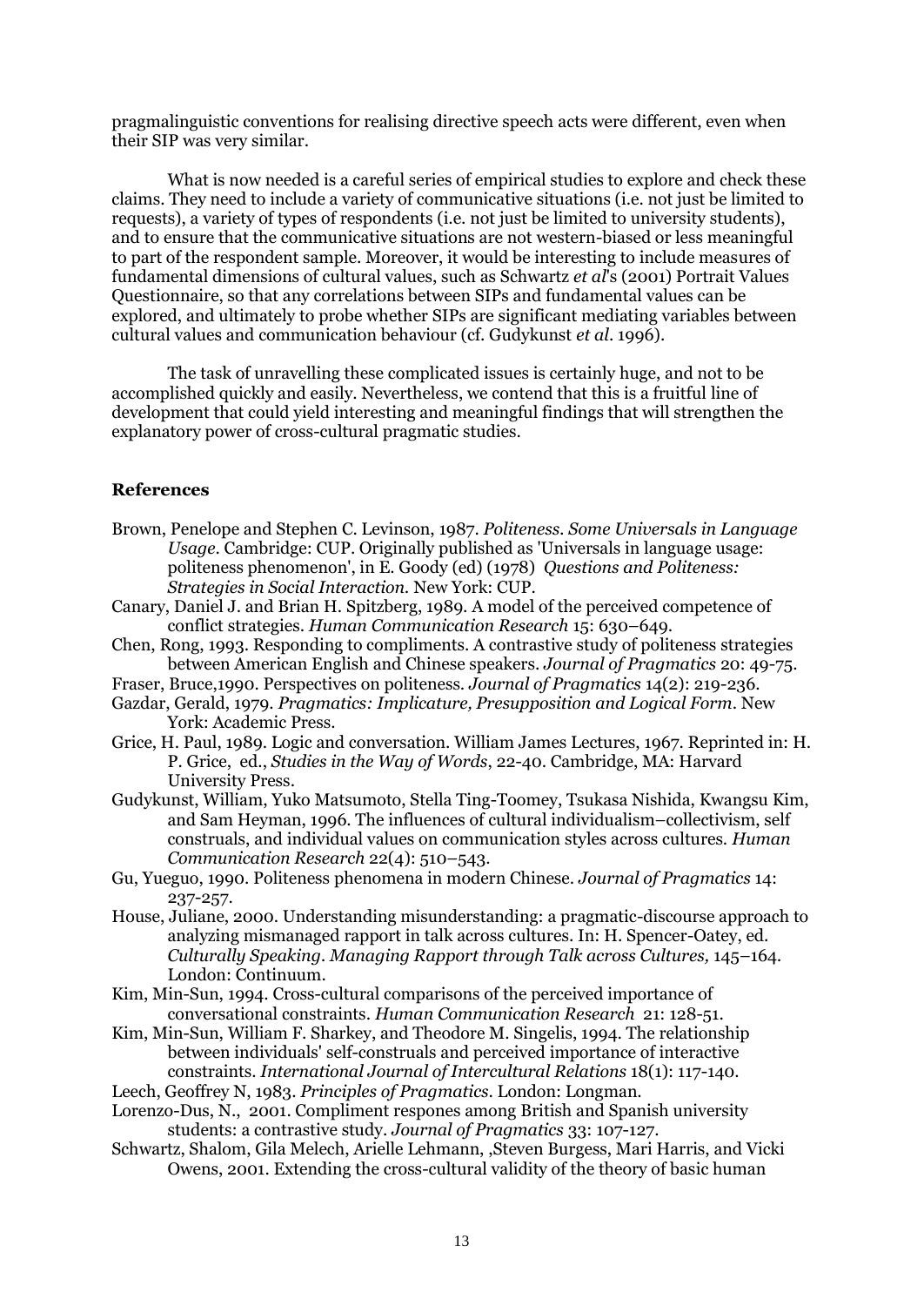pragmalinguistic conventions for realising directive speech acts were different, even when their SIP was very similar.

What is now needed is a careful series of empirical studies to explore and check these claims. They need to include a variety of communicative situations (i.e. not just be limited to requests), a variety of types of respondents (i.e. not just be limited to university students), and to ensure that the communicative situations are not western-biased or less meaningful to part of the respondent sample. Moreover, it would be interesting to include measures of fundamental dimensions of cultural values, such as Schwartz *et al*'s (2001) Portrait Values Questionnaire, so that any correlations between SIPs and fundamental values can be explored, and ultimately to probe whether SIPs are significant mediating variables between cultural values and communication behaviour (cf. Gudykunst *et al*. 1996).

The task of unravelling these complicated issues is certainly huge, and not to be accomplished quickly and easily. Nevertheless, we contend that this is a fruitful line of development that could yield interesting and meaningful findings that will strengthen the explanatory power of cross-cultural pragmatic studies.

## References

Brown, Penelope and Stephen C. Levinson, 1987. *Politeness. Some Universals in Language Usage*. Cambridge: CUP. Originally published as 'Universals in language usage: politeness phenomenon', in E. Goody (ed) (1978) *Questions and Politeness: Strategies in Social Interaction.* New York: CUP.

Canary, Daniel J. and Brian H. Spitzberg, 1989. A model of the perceived competence of conflict strategies. *Human Communication Research* 15: 630–649.

Chen, Rong, 1993. Responding to compliments. A contrastive study of politeness strategies between American English and Chinese speakers. *Journal of Pragmatics* 20: 49-75.

Fraser, Bruce,1990. Perspectives on politeness. *Journal of Pragmatics* 14(2): 219-236.

Gazdar, Gerald, 1979. *Pragmatics: Implicature, Presupposition and Logical Form*. New York: Academic Press.

Grice, H. Paul, 1989. Logic and conversation. William James Lectures, 1967. Reprinted in: H. P. Grice, ed., *Studies in the Way of Words*, 22-40. Cambridge, MA: Harvard University Press.

Gudykunst, William, Yuko Matsumoto, Stella Ting-Toomey, Tsukasa Nishida, Kwangsu Kim, and Sam Heyman, 1996. The influences of cultural individualism–collectivism, self construals, and individual values on communication styles across cultures. *Human Communication Research* 22(4): 510–543.

Gu, Yueguo, 1990. Politeness phenomena in modern Chinese. *Journal of Pragmatics* 14: 237-257.

House, Juliane, 2000. Understanding misunderstanding: a pragmatic-discourse approach to analyzing mismanaged rapport in talk across cultures. In: H. Spencer-Oatey, ed. *Culturally Speaking. Managing Rapport through Talk across Cultures,* 145–164. London: Continuum.

Kim, Min-Sun, 1994. Cross-cultural comparisons of the perceived importance of conversational constraints. *Human Communication Research* 21: 128-51.

Kim, Min-Sun, William F. Sharkey, and Theodore M. Singelis, 1994. The relationship between individuals' self-construals and perceived importance of interactive constraints. *International Journal of Intercultural Relations* 18(1): 117-140.

Leech, Geoffrey N, 1983. *Principles of Pragmatics*. London: Longman.

Lorenzo-Dus, N., 2001. Compliment respones among British and Spanish university students: a contrastive study. *Journal of Pragmatics* 33: 107-127.

Schwartz, Shalom, Gila Melech, Arielle Lehmann, ,Steven Burgess, Mari Harris, and Vicki Owens, 2001. Extending the cross-cultural validity of the theory of basic human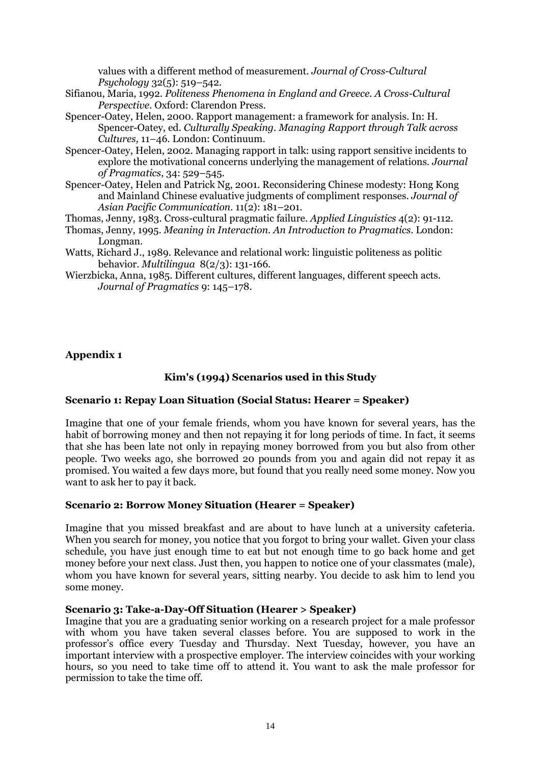values with a different method of measurement. *Journal of Cross-Cultural Psychology* 32(5): 519–542.

Sifianou, Maria, 1992. *Politeness Phenomena in England and Greece. A Cross-Cultural Perspective*. Oxford: Clarendon Press.

Spencer-Oatey, Helen, 2000. Rapport management: a framework for analysis. In: H. Spencer-Oatey, ed. *Culturally Speaking. Managing Rapport through Talk across Cultures,* 11–46. London: Continuum.

Spencer-Oatey, Helen, 2002. Managing rapport in talk: using rapport sensitive incidents to explore the motivational concerns underlying the management of relations. *Journal of Pragmatics*, 34: 529–545.

Spencer-Oatey, Helen and Patrick Ng, 2001. Reconsidering Chinese modesty: Hong Kong and Mainland Chinese evaluative judgments of compliment responses. *Journal of Asian Pacific Communication*. 11(2): 181–201.

Thomas, Jenny, 1983. Cross-cultural pragmatic failure. *Applied Linguistics* 4(2): 91-112.

Thomas, Jenny, 1995. *Meaning in Interaction. An Introduction to Pragmatics*. London: Longman.

Watts, Richard J., 1989. Relevance and relational work: linguistic politeness as politic behavior. *Multilingua* 8(2/3): 131-166.

Wierzbicka, Anna, 1985. Different cultures, different languages, different speech acts. *Journal of Pragmatics* 9: 145–178.

## Appendix 1

### Kim's (1994) Scenarios used in this Study

**Scenario 1: Repay Loan Situation (Social Status: Hearer = Speaker)**

Imagine that one of your female friends, whom you have known for several years, has the habit of borrowing money and then not repaying it for long periods of time. In fact, it seems that she has been late not only in repaying money borrowed from you but also from other people. Two weeks ago, she borrowed 20 pounds from you and again did not repay it as promised. You waited a few days more, but found that you really need some money. Now you want to ask her to pay it back.

**Scenario 2: Borrow Money Situation (Hearer = Speaker)**

Imagine that you missed breakfast and are about to have lunch at a university cafeteria. When you search for money, you notice that you forgot to bring your wallet. Given your class schedule, you have just enough time to eat but not enough time to go back home and get money before your next class. Just then, you happen to notice one of your classmates (male), whom you have known for several years, sitting nearby. You decide to ask him to lend you some money.

**Scenario 3: Take-a-Day-Off Situation (Hearer > Speaker)**

Imagine that you are a graduating senior working on a research project for a male professor with whom you have taken several classes before. You are supposed to work in the professor's office every Tuesday and Thursday. Next Tuesday, however, you have an important interview with a prospective employer. The interview coincides with your working hours, so you need to take time off to attend it. You want to ask the male professor for permission to take the time off.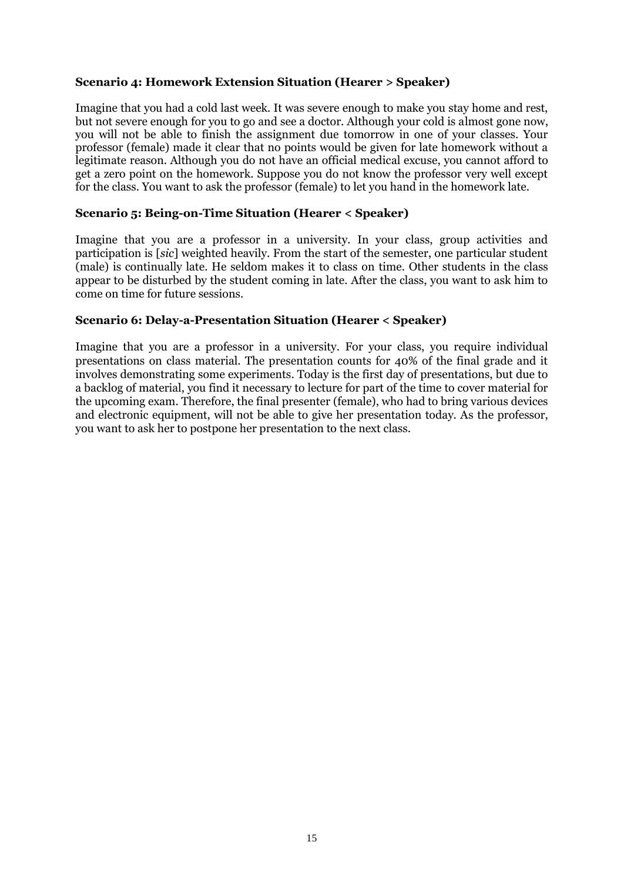**Scenario 4: Homework Extension Situation (Hearer > Speaker)**

Imagine that you had a cold last week. It was severe enough to make you stay home and rest, but not severe enough for you to go and see a doctor. Although your cold is almost gone now, you will not be able to finish the assignment due tomorrow in one of your classes. Your professor (female) made it clear that no points would be given for late homework without a legitimate reason. Although you do not have an official medical excuse, you cannot afford to get a zero point on the homework. Suppose you do not know the professor very well except for the class. You want to ask the professor (female) to let you hand in the homework late.

**Scenario 5: Being-on-Time Situation (Hearer < Speaker)**

Imagine that you are a professor in a university. In your class, group activities and participation is [*sic*] weighted heavily. From the start of the semester, one particular student (male) is continually late. He seldom makes it to class on time. Other students in the class appear to be disturbed by the student coming in late. After the class, you want to ask him to come on time for future sessions.

**Scenario 6: Delay-a-Presentation Situation (Hearer < Speaker)**

Imagine that you are a professor in a university. For your class, you require individual presentations on class material. The presentation counts for 40% of the final grade and it involves demonstrating some experiments. Today is the first day of presentations, but due to a backlog of material, you find it necessary to lecture for part of the time to cover material for the upcoming exam. Therefore, the final presenter (female), who had to bring various devices and electronic equipment, will not be able to give her presentation today. As the professor, you want to ask her to postpone her presentation to the next class.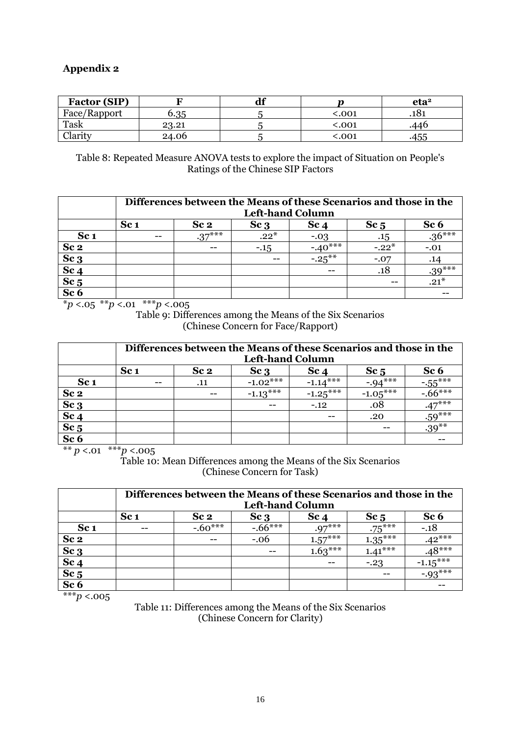**Appendix 2**

| Factor (SIP) | F | df | *p* | eta² |
|---|---|---|---|---|
| Face/Rapport | 6.35 | 5 | <.001 | .181 |
| Task | 23.21 | 5 | <.001 | .446 |
| Clarity | 24.06 | 5 | <.001 | .455 |

Table 8: Repeated Measure ANOVA tests to explore the impact of Situation on People's Ratings of the Chinese SIP Factors

| | Differences between the Means of these Scenarios and those in the Left-hand Column | | | | | |
|---|---|---|---|---|---|---|
| | **Sc 1** | **Sc 2** | **Sc 3** | **Sc 4** | **Sc 5** | **Sc 6** |
| **Sc 1** | -- | .37*** | .22* | -.03 | .15 | .36*** |
| **Sc 2** | | -- | -.15 | -.40*** | -.22* | -.01 |
| **Sc 3** | | | -- | -.25** | -.07 | .14 |
| **Sc 4** | | | | -- | .18 | .39*** |
| **Sc 5** | | | | | -- | .21* |
| **Sc 6** | | | | | | -- |

**p* <.05 ***p* <.01 ****p* <.005

Table 9: Differences among the Means of the Six Scenarios (Chinese Concern for Face/Rapport)

| | Differences between the Means of these Scenarios and those in the Left-hand Column | | | | | |
|---|---|---|---|---|---|---|
| | **Sc 1** | **Sc 2** | **Sc 3** | **Sc 4** | **Sc 5** | **Sc 6** |
| **Sc 1** | -- | .11 | -1.02*** | -1.14*** | -.94*** | -.55*** |
| **Sc 2** | | -- | -1.13*** | -1.25*** | -1.05*** | -.66*** |
| **Sc 3** | | | -- | -.12 | .08 | .47*** |
| **Sc 4** | | | | -- | .20 | .59*** |
| **Sc 5** | | | | | -- | .39** |
| **Sc 6** | | | | | | -- |

** *p* <.01 ****p* <.005

Table 10: Mean Differences among the Means of the Six Scenarios (Chinese Concern for Task)

| | Differences between the Means of these Scenarios and those in the Left-hand Column | | | | | |
|---|---|---|---|---|---|---|
| | **Sc 1** | **Sc 2** | **Sc 3** | **Sc 4** | **Sc 5** | **Sc 6** |
| **Sc 1** | -- | -.60*** | -.66*** | .97*** | .75*** | -.18 |
| **Sc 2** | | -- | -.06 | 1.57*** | 1.35*** | .42*** |
| **Sc 3** | | | -- | 1.63*** | 1.41*** | .48*** |
| **Sc 4** | | | | -- | -.23 | -1.15*** |
| **Sc 5** | | | | | -- | -.93*** |
| **Sc 6** | | | | | | -- |

****p* <.005

Table 11: Differences among the Means of the Six Scenarios (Chinese Concern for Clarity)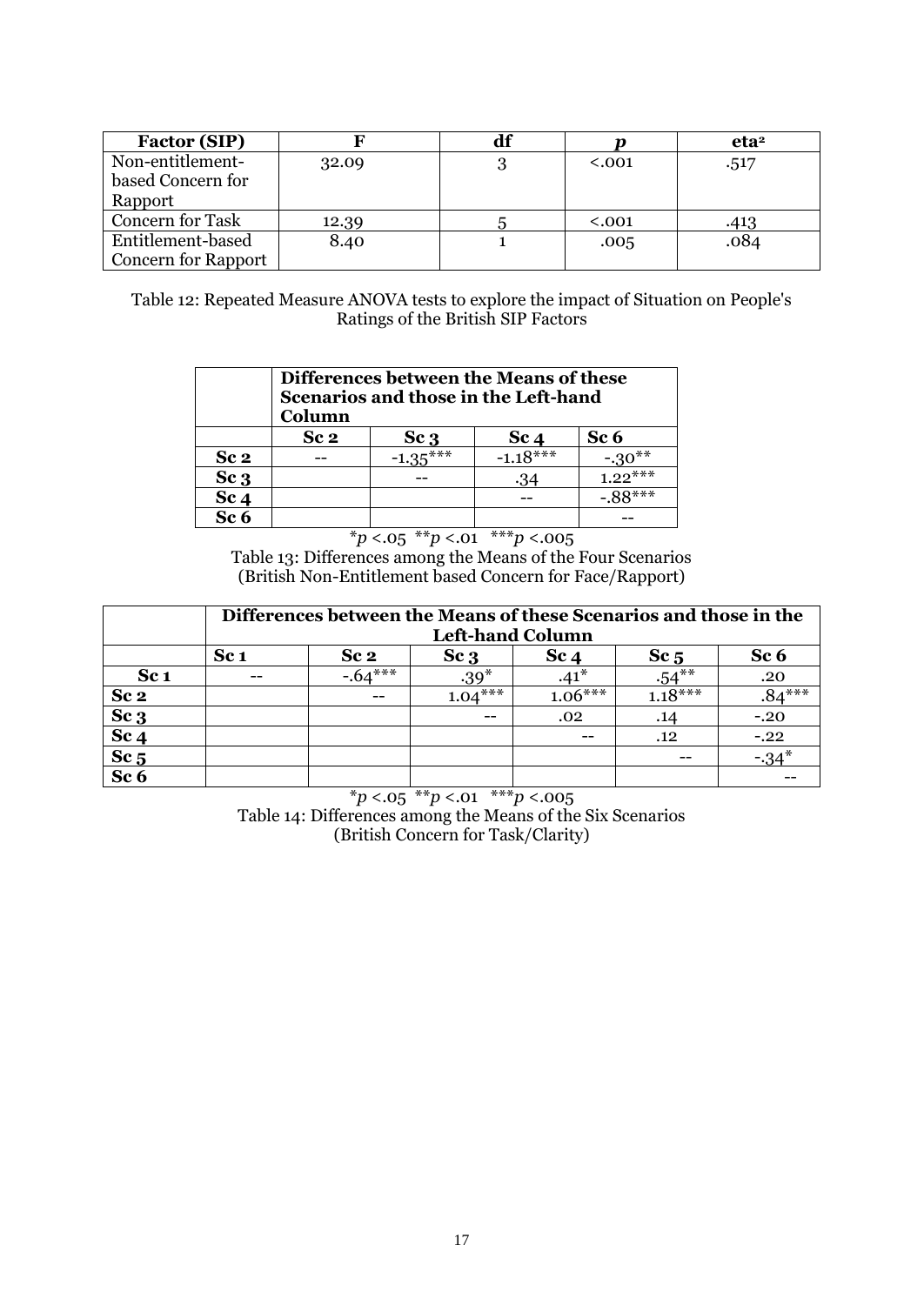| Factor (SIP) | F | df | *p* | eta² |
|---|---|---|---|---|
| Non-entitlement-based Concern for Rapport | 32.09 | 3 | <.001 | .517 |
| Concern for Task | 12.39 | 5 | <.001 | .413 |
| Entitlement-based Concern for Rapport | 8.40 | 1 | .005 | .084 |

Table 12: Repeated Measure ANOVA tests to explore the impact of Situation on People's Ratings of the British SIP Factors

| | **Differences between the Means of these Scenarios and those in the Left-hand Column** | | | |
|---|---|---|---|---|
| | **Sc 2** | **Sc 3** | **Sc 4** | **Sc 6** |
| **Sc 2** | -- | -1.35*** | -1.18*** | -.30** |
| **Sc 3** | | -- | .34 | 1.22*** |
| **Sc 4** | | | -- | -.88*** |
| **Sc 6** | | | | -- |

*$p$ <.05 **$p$ <.01 ***$p$ <.005

Table 13: Differences among the Means of the Four Scenarios (British Non-Entitlement based Concern for Face/Rapport)

| | **Differences between the Means of these Scenarios and those in the Left-hand Column** | | | | | |
|---|---|---|---|---|---|---|
| | **Sc 1** | **Sc 2** | **Sc 3** | **Sc 4** | **Sc 5** | **Sc 6** |
| **Sc 1** | -- | -.64*** | .39* | .41* | .54** | .20 |
| **Sc 2** | | -- | 1.04*** | 1.06*** | 1.18*** | .84*** |
| **Sc 3** | | | -- | .02 | .14 | -.20 |
| **Sc 4** | | | | -- | .12 | -.22 |
| **Sc 5** | | | | | -- | -.34* |
| **Sc 6** | | | | | | -- |

*$p$ <.05 **$p$ <.01 ***$p$ <.005

Table 14: Differences among the Means of the Six Scenarios (British Concern for Task/Clarity)